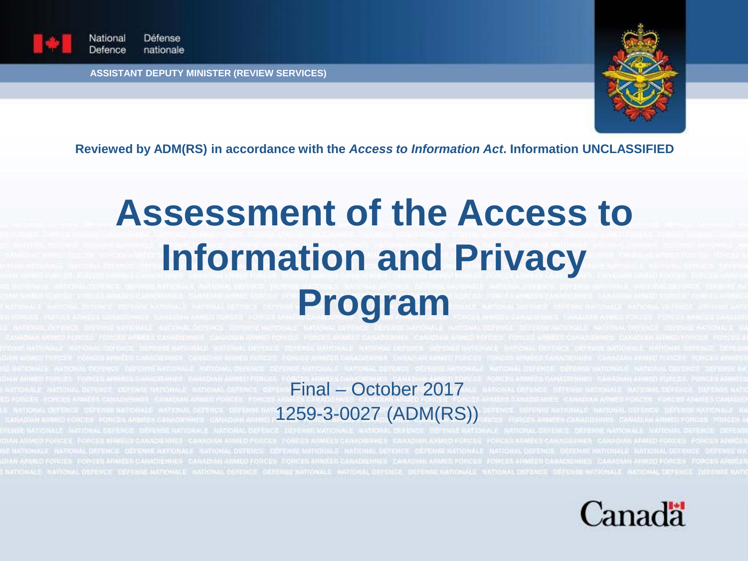National Defence | Défense nationale

**ASSISTANT DEPUTY MINISTER (REVIEW SERVICES)**

**Reviewed by ADM(RS) in accordance with the *Access to Information Act*. Information UNCLASSIFIED**

# Assessment of the Access to Information and Privacy Program

Final – October 2017

1259-3-0027 (ADM(RS))

Canada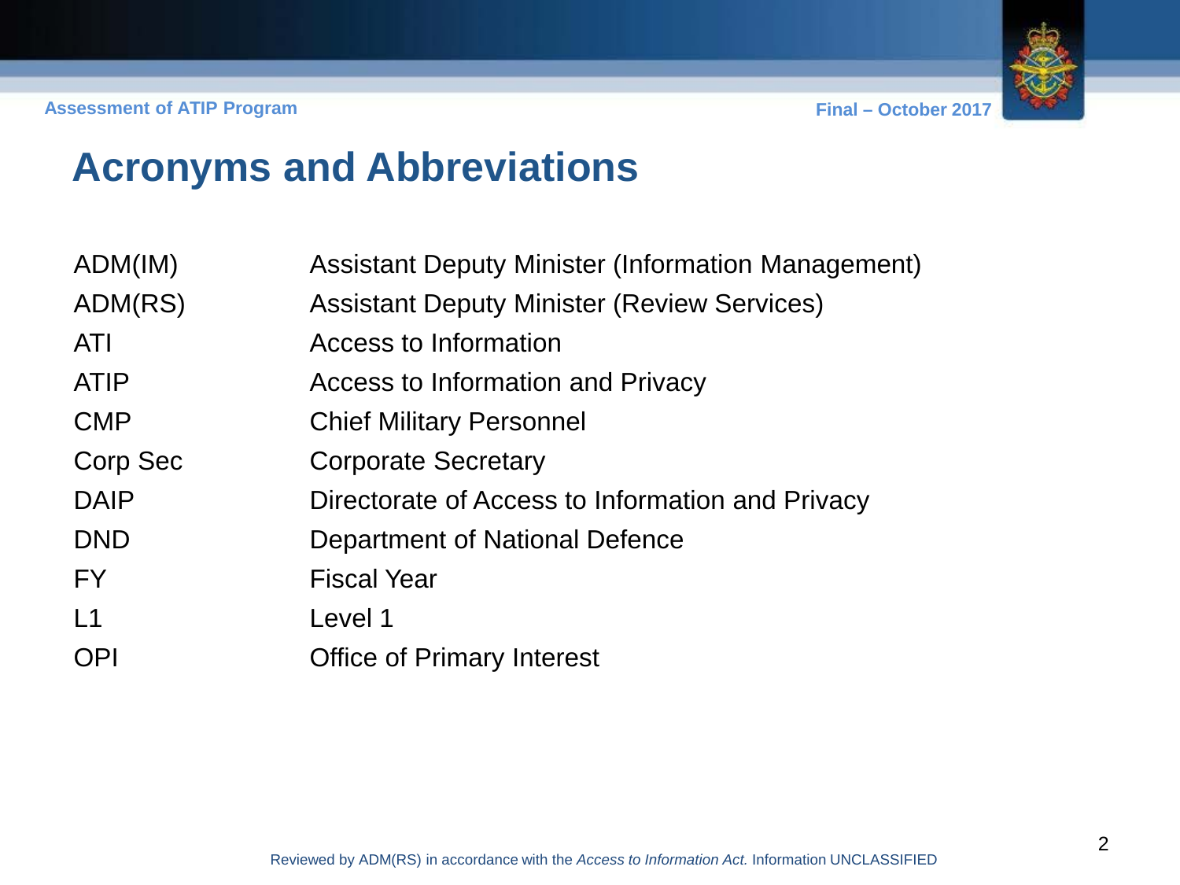# Acronyms and Abbreviations

| | |
|---|---|
| ADM(IM) | Assistant Deputy Minister (Information Management) |
| ADM(RS) | Assistant Deputy Minister (Review Services) |
| ATI | Access to Information |
| ATIP | Access to Information and Privacy |
| CMP | Chief Military Personnel |
| Corp Sec | Corporate Secretary |
| DAIP | Directorate of Access to Information and Privacy |
| DND | Department of National Defence |
| FY | Fiscal Year |
| L1 | Level 1 |
| OPI | Office of Primary Interest |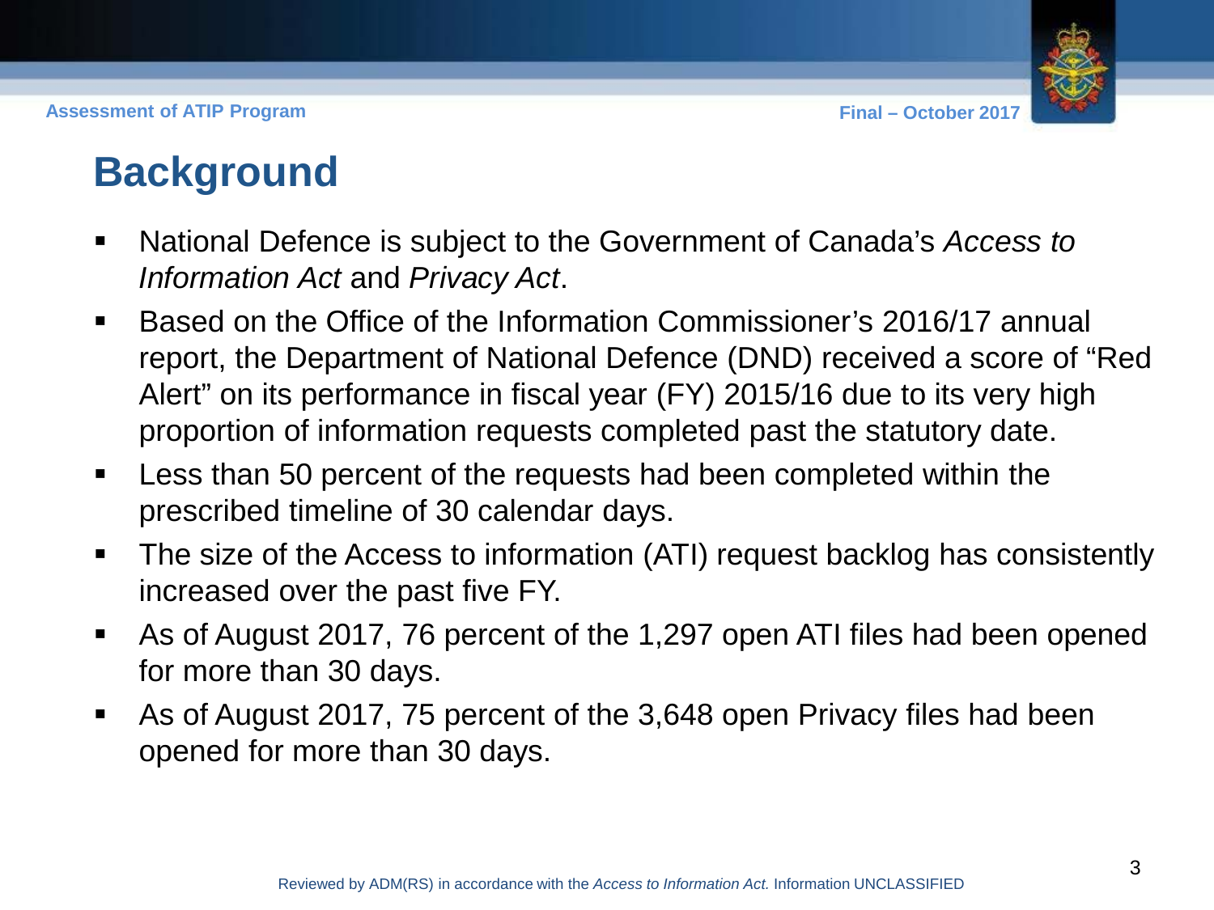# Background

- National Defence is subject to the Government of Canada's *Access to Information Act* and *Privacy Act*.
- Based on the Office of the Information Commissioner's 2016/17 annual report, the Department of National Defence (DND) received a score of "Red Alert" on its performance in fiscal year (FY) 2015/16 due to its very high proportion of information requests completed past the statutory date.
- Less than 50 percent of the requests had been completed within the prescribed timeline of 30 calendar days.
- The size of the Access to information (ATI) request backlog has consistently increased over the past five FY.
- As of August 2017, 76 percent of the 1,297 open ATI files had been opened for more than 30 days.
- As of August 2017, 75 percent of the 3,648 open Privacy files had been opened for more than 30 days.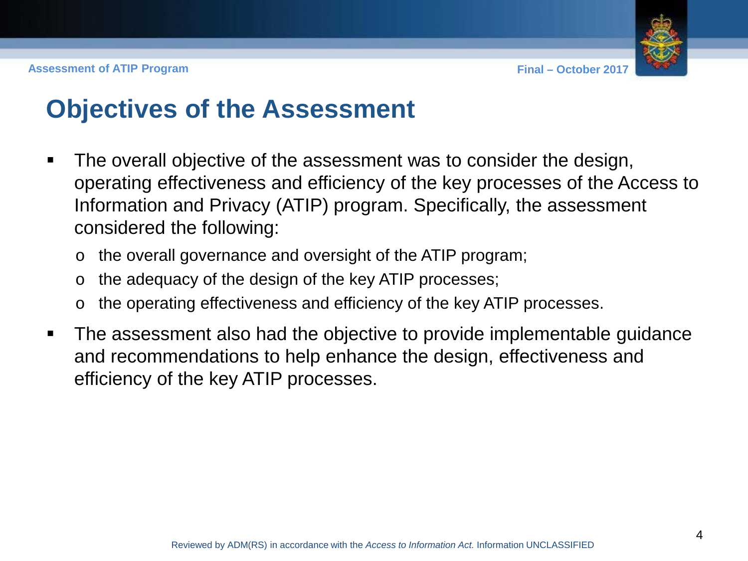# Objectives of the Assessment

- The overall objective of the assessment was to consider the design, operating effectiveness and efficiency of the key processes of the Access to Information and Privacy (ATIP) program. Specifically, the assessment considered the following:
  - the overall governance and oversight of the ATIP program;
  - the adequacy of the design of the key ATIP processes;
  - the operating effectiveness and efficiency of the key ATIP processes.
- The assessment also had the objective to provide implementable guidance and recommendations to help enhance the design, effectiveness and efficiency of the key ATIP processes.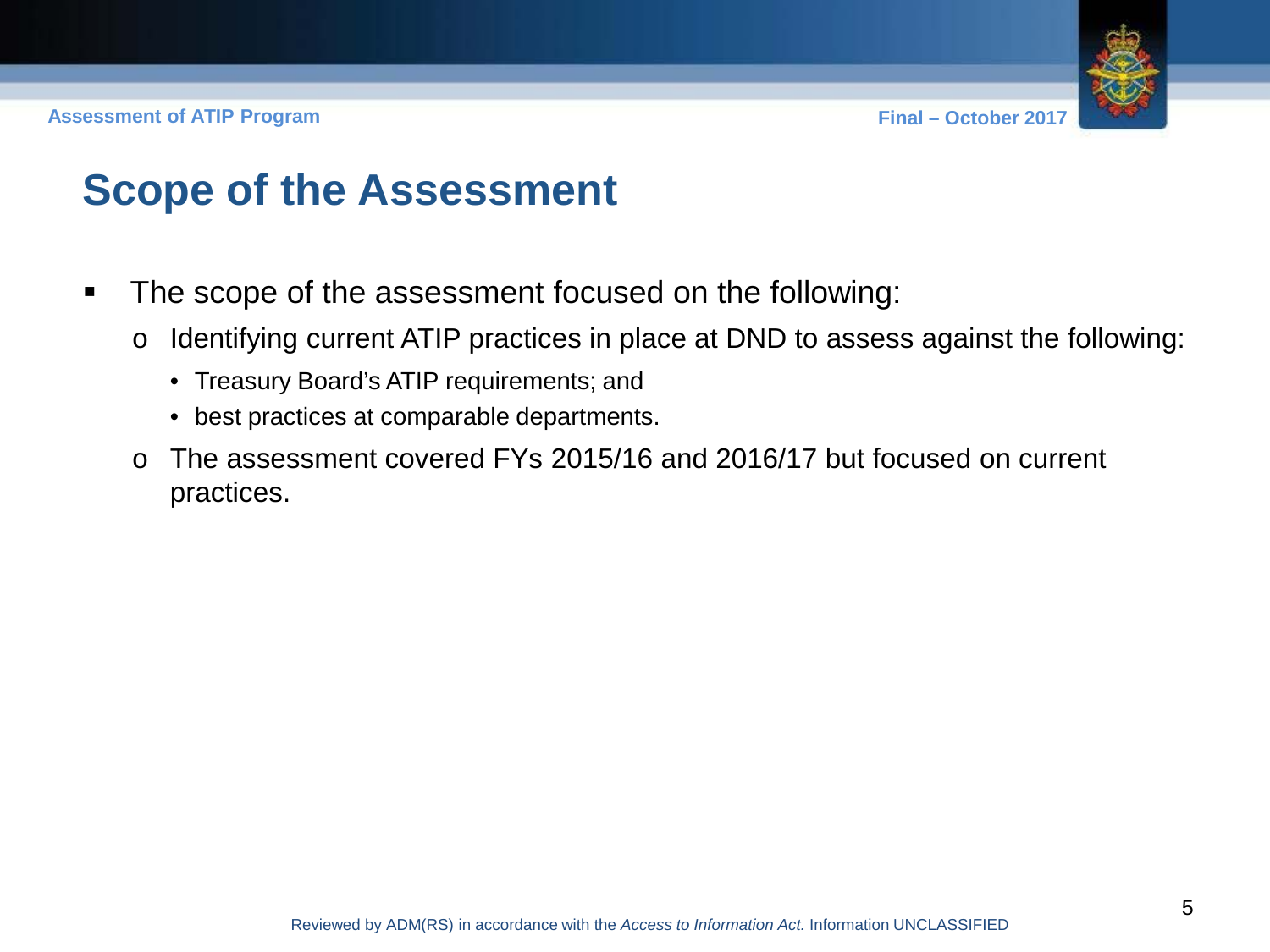# Scope of the Assessment

- The scope of the assessment focused on the following:
  - Identifying current ATIP practices in place at DND to assess against the following:
    - Treasury Board's ATIP requirements; and
    - best practices at comparable departments.
  - The assessment covered FYs 2015/16 and 2016/17 but focused on current practices.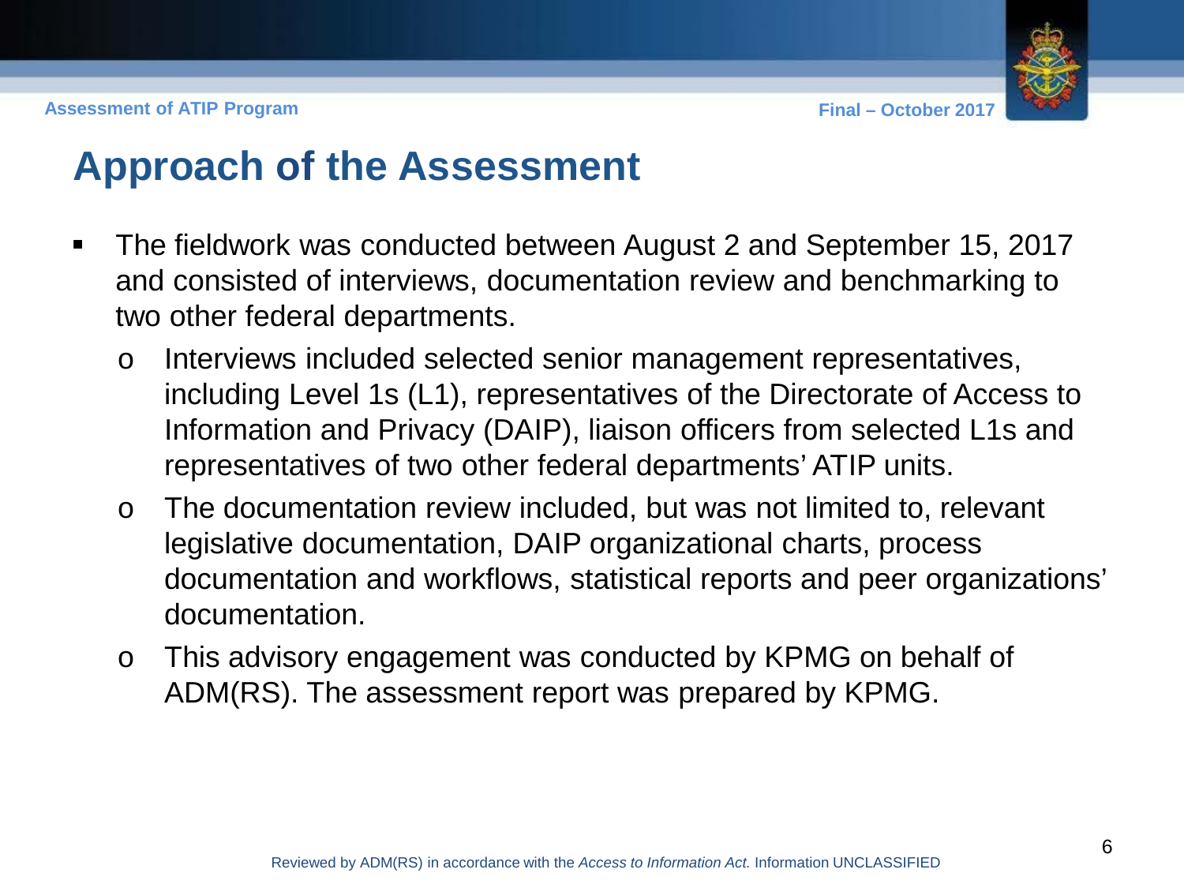# Approach of the Assessment

- The fieldwork was conducted between August 2 and September 15, 2017 and consisted of interviews, documentation review and benchmarking to two other federal departments.
  - Interviews included selected senior management representatives, including Level 1s (L1), representatives of the Directorate of Access to Information and Privacy (DAIP), liaison officers from selected L1s and representatives of two other federal departments' ATIP units.
  - The documentation review included, but was not limited to, relevant legislative documentation, DAIP organizational charts, process documentation and workflows, statistical reports and peer organizations' documentation.
  - This advisory engagement was conducted by KPMG on behalf of ADM(RS). The assessment report was prepared by KPMG.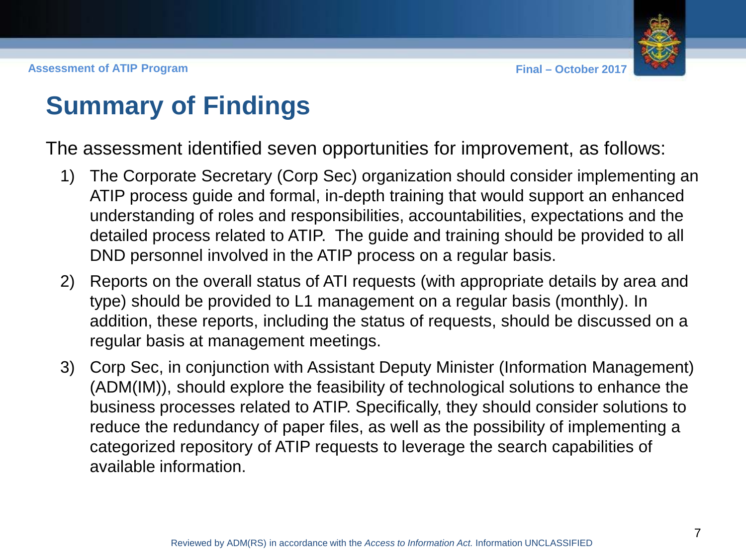# Summary of Findings

The assessment identified seven opportunities for improvement, as follows:

1) The Corporate Secretary (Corp Sec) organization should consider implementing an ATIP process guide and formal, in-depth training that would support an enhanced understanding of roles and responsibilities, accountabilities, expectations and the detailed process related to ATIP. The guide and training should be provided to all DND personnel involved in the ATIP process on a regular basis.

2) Reports on the overall status of ATI requests (with appropriate details by area and type) should be provided to L1 management on a regular basis (monthly). In addition, these reports, including the status of requests, should be discussed on a regular basis at management meetings.

3) Corp Sec, in conjunction with Assistant Deputy Minister (Information Management) (ADM(IM)), should explore the feasibility of technological solutions to enhance the business processes related to ATIP. Specifically, they should consider solutions to reduce the redundancy of paper files, as well as the possibility of implementing a categorized repository of ATIP requests to leverage the search capabilities of available information.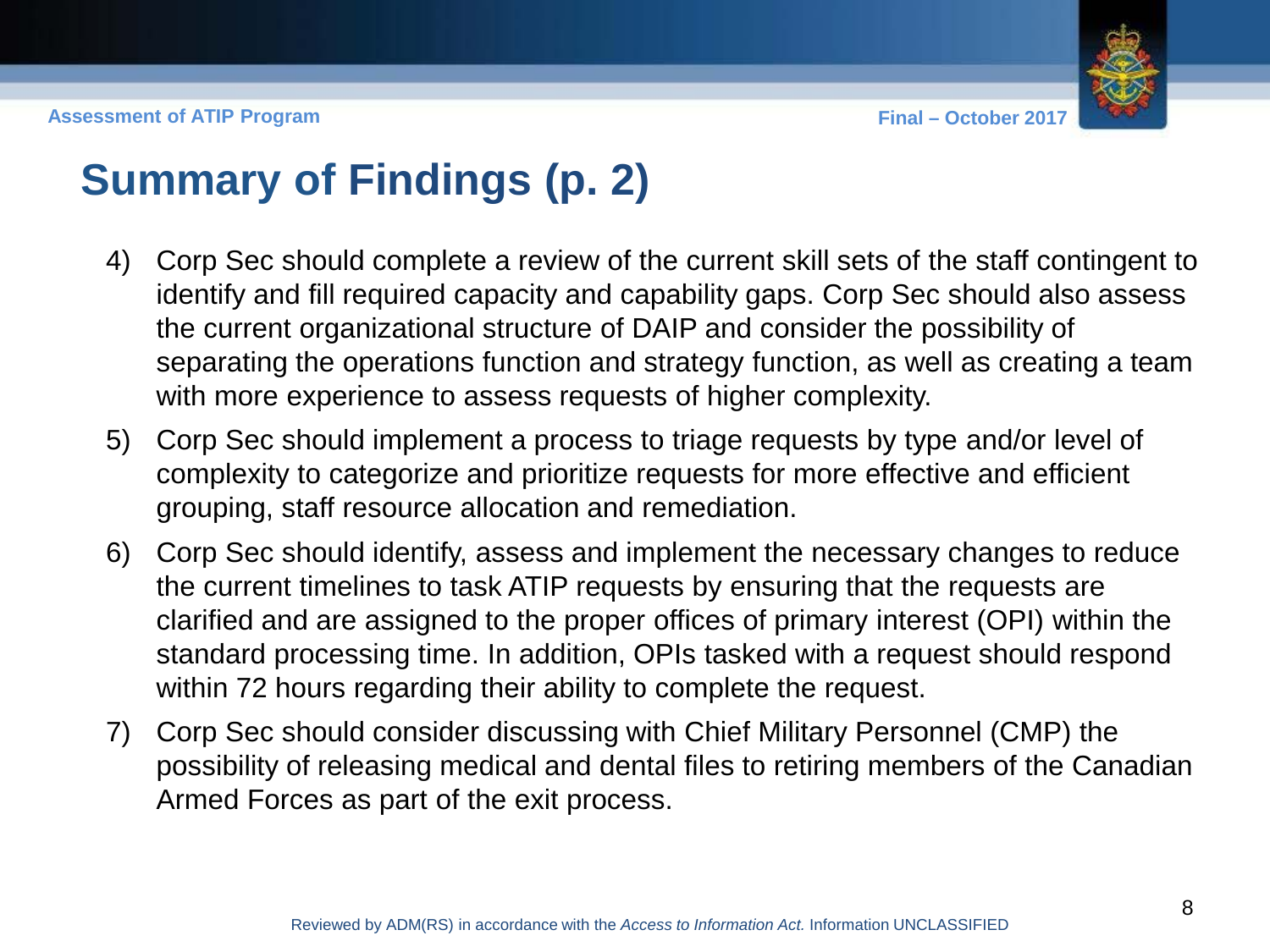# Summary of Findings (p. 2)

4) Corp Sec should complete a review of the current skill sets of the staff contingent to identify and fill required capacity and capability gaps. Corp Sec should also assess the current organizational structure of DAIP and consider the possibility of separating the operations function and strategy function, as well as creating a team with more experience to assess requests of higher complexity.

5) Corp Sec should implement a process to triage requests by type and/or level of complexity to categorize and prioritize requests for more effective and efficient grouping, staff resource allocation and remediation.

6) Corp Sec should identify, assess and implement the necessary changes to reduce the current timelines to task ATIP requests by ensuring that the requests are clarified and are assigned to the proper offices of primary interest (OPI) within the standard processing time. In addition, OPIs tasked with a request should respond within 72 hours regarding their ability to complete the request.

7) Corp Sec should consider discussing with Chief Military Personnel (CMP) the possibility of releasing medical and dental files to retiring members of the Canadian Armed Forces as part of the exit process.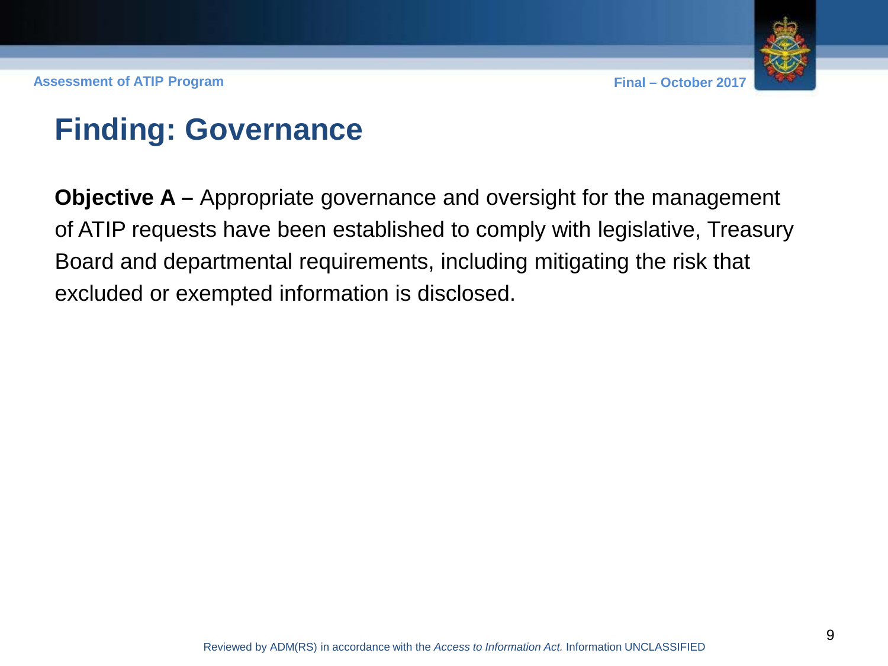# Finding: Governance

**Objective A –** Appropriate governance and oversight for the management of ATIP requests have been established to comply with legislative, Treasury Board and departmental requirements, including mitigating the risk that excluded or exempted information is disclosed.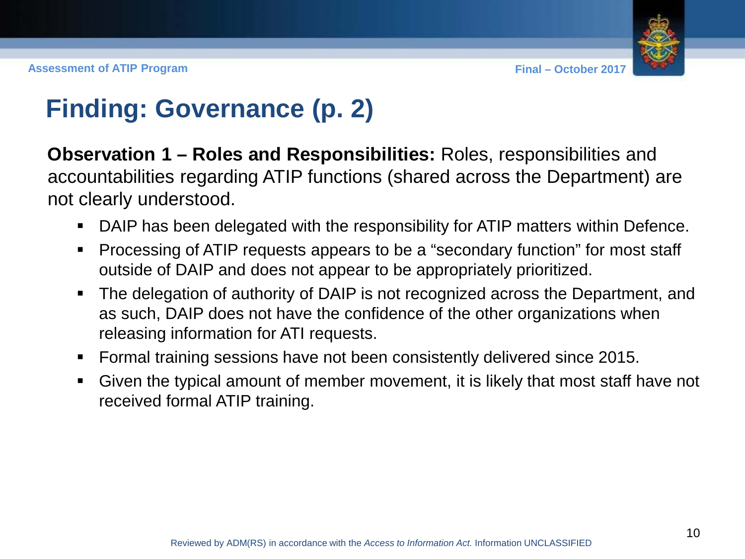# Finding: Governance (p. 2)

**Observation 1 – Roles and Responsibilities:** Roles, responsibilities and accountabilities regarding ATIP functions (shared across the Department) are not clearly understood.

- DAIP has been delegated with the responsibility for ATIP matters within Defence.
- Processing of ATIP requests appears to be a "secondary function" for most staff outside of DAIP and does not appear to be appropriately prioritized.
- The delegation of authority of DAIP is not recognized across the Department, and as such, DAIP does not have the confidence of the other organizations when releasing information for ATI requests.
- Formal training sessions have not been consistently delivered since 2015.
- Given the typical amount of member movement, it is likely that most staff have not received formal ATIP training.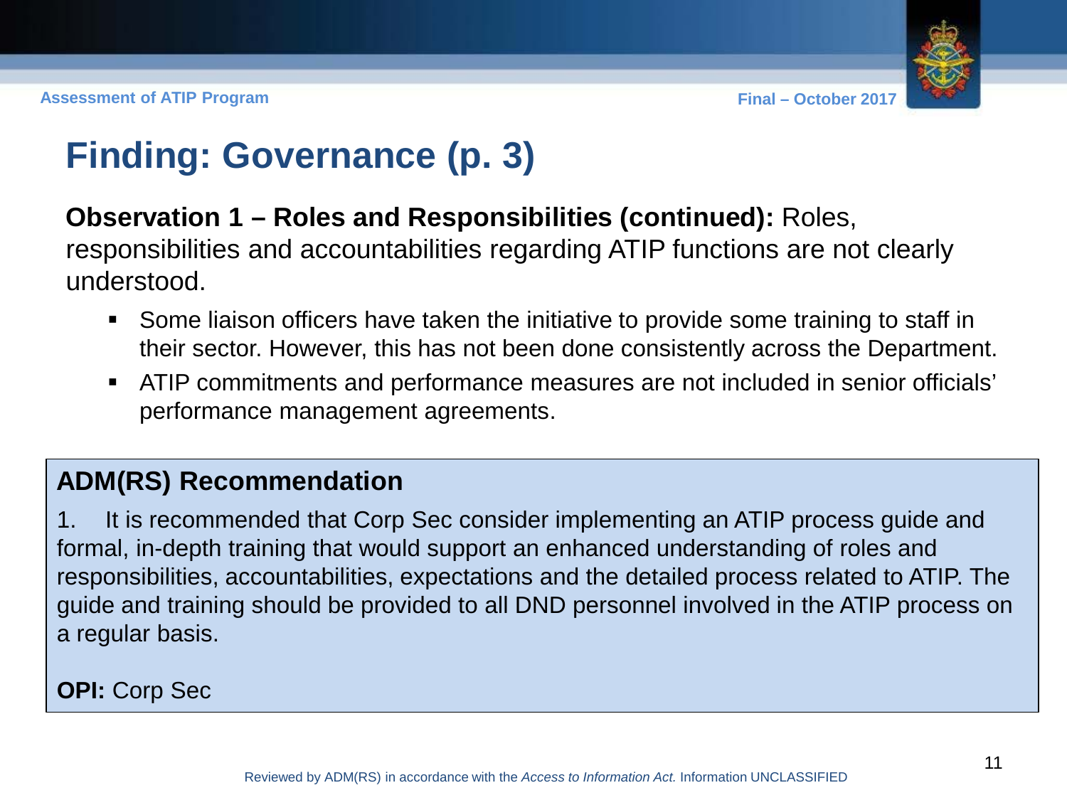# Finding: Governance (p. 3)

**Observation 1 – Roles and Responsibilities (continued):** Roles, responsibilities and accountabilities regarding ATIP functions are not clearly understood.

- Some liaison officers have taken the initiative to provide some training to staff in their sector. However, this has not been done consistently across the Department.
- ATIP commitments and performance measures are not included in senior officials' performance management agreements.

## ADM(RS) Recommendation

1. It is recommended that Corp Sec consider implementing an ATIP process guide and formal, in-depth training that would support an enhanced understanding of roles and responsibilities, accountabilities, expectations and the detailed process related to ATIP. The guide and training should be provided to all DND personnel involved in the ATIP process on a regular basis.

**OPI:** Corp Sec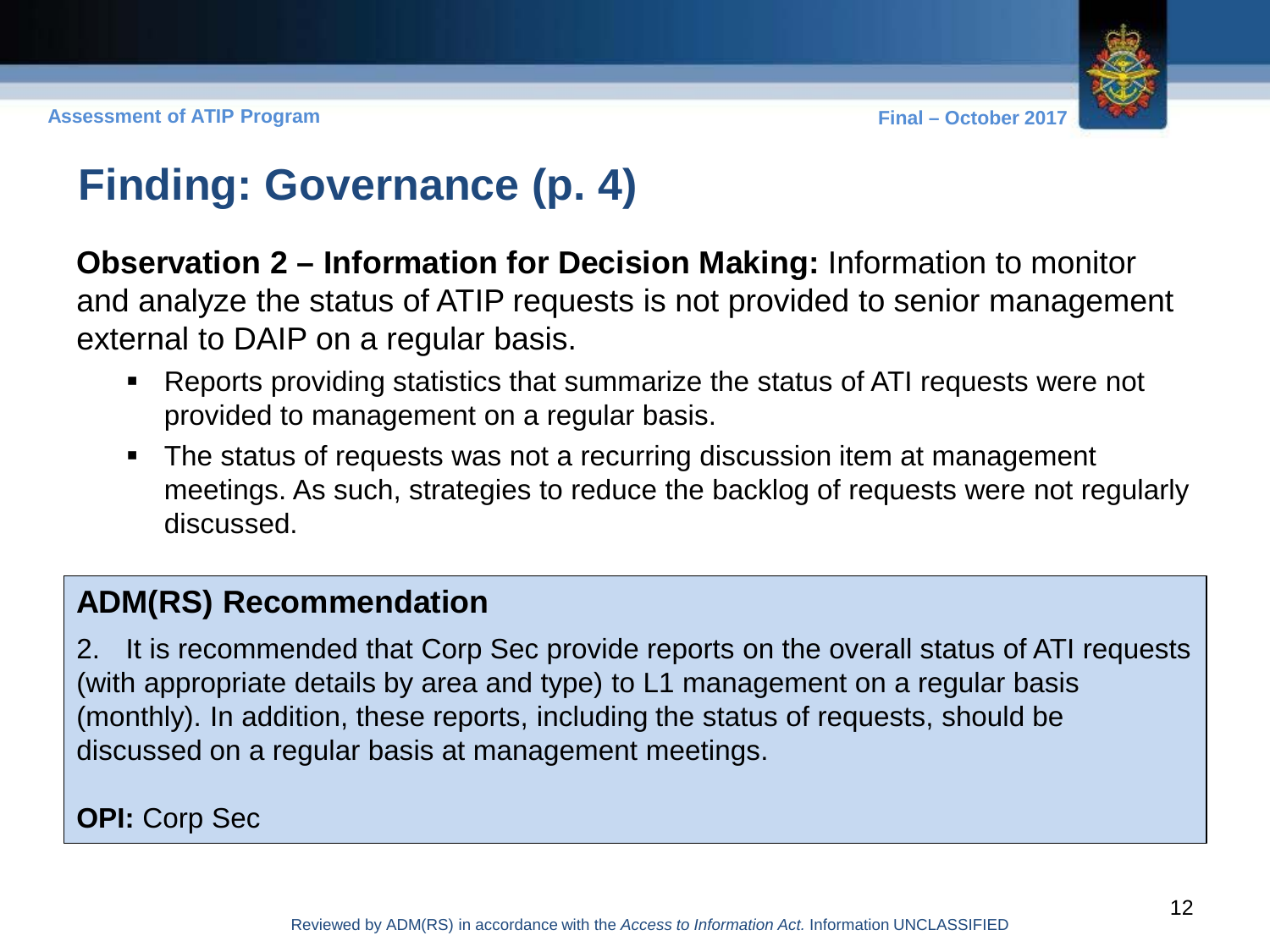# Finding: Governance (p. 4)

**Observation 2 – Information for Decision Making:** Information to monitor and analyze the status of ATIP requests is not provided to senior management external to DAIP on a regular basis.

- Reports providing statistics that summarize the status of ATI requests were not provided to management on a regular basis.
- The status of requests was not a recurring discussion item at management meetings. As such, strategies to reduce the backlog of requests were not regularly discussed.

## ADM(RS) Recommendation

2. It is recommended that Corp Sec provide reports on the overall status of ATI requests (with appropriate details by area and type) to L1 management on a regular basis (monthly). In addition, these reports, including the status of requests, should be discussed on a regular basis at management meetings.

**OPI:** Corp Sec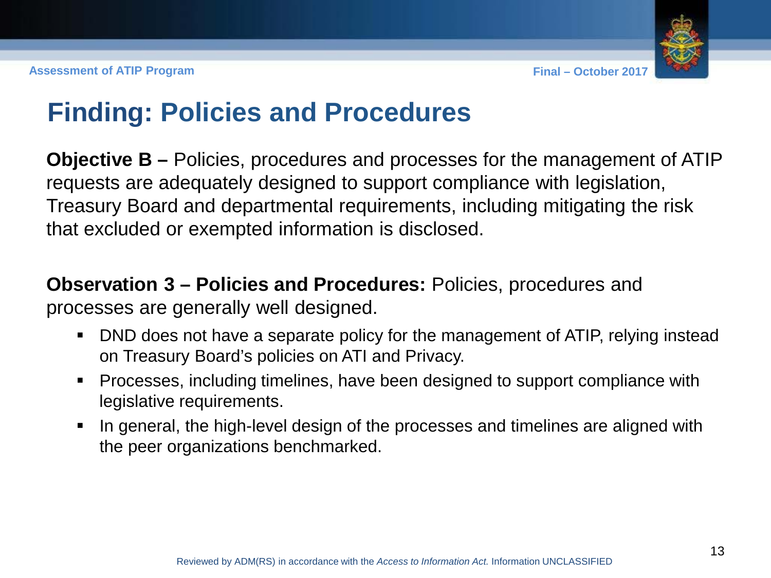# Finding: Policies and Procedures

**Objective B –** Policies, procedures and processes for the management of ATIP requests are adequately designed to support compliance with legislation, Treasury Board and departmental requirements, including mitigating the risk that excluded or exempted information is disclosed.

**Observation 3 – Policies and Procedures:** Policies, procedures and processes are generally well designed.

- DND does not have a separate policy for the management of ATIP, relying instead on Treasury Board's policies on ATI and Privacy.
- Processes, including timelines, have been designed to support compliance with legislative requirements.
- In general, the high-level design of the processes and timelines are aligned with the peer organizations benchmarked.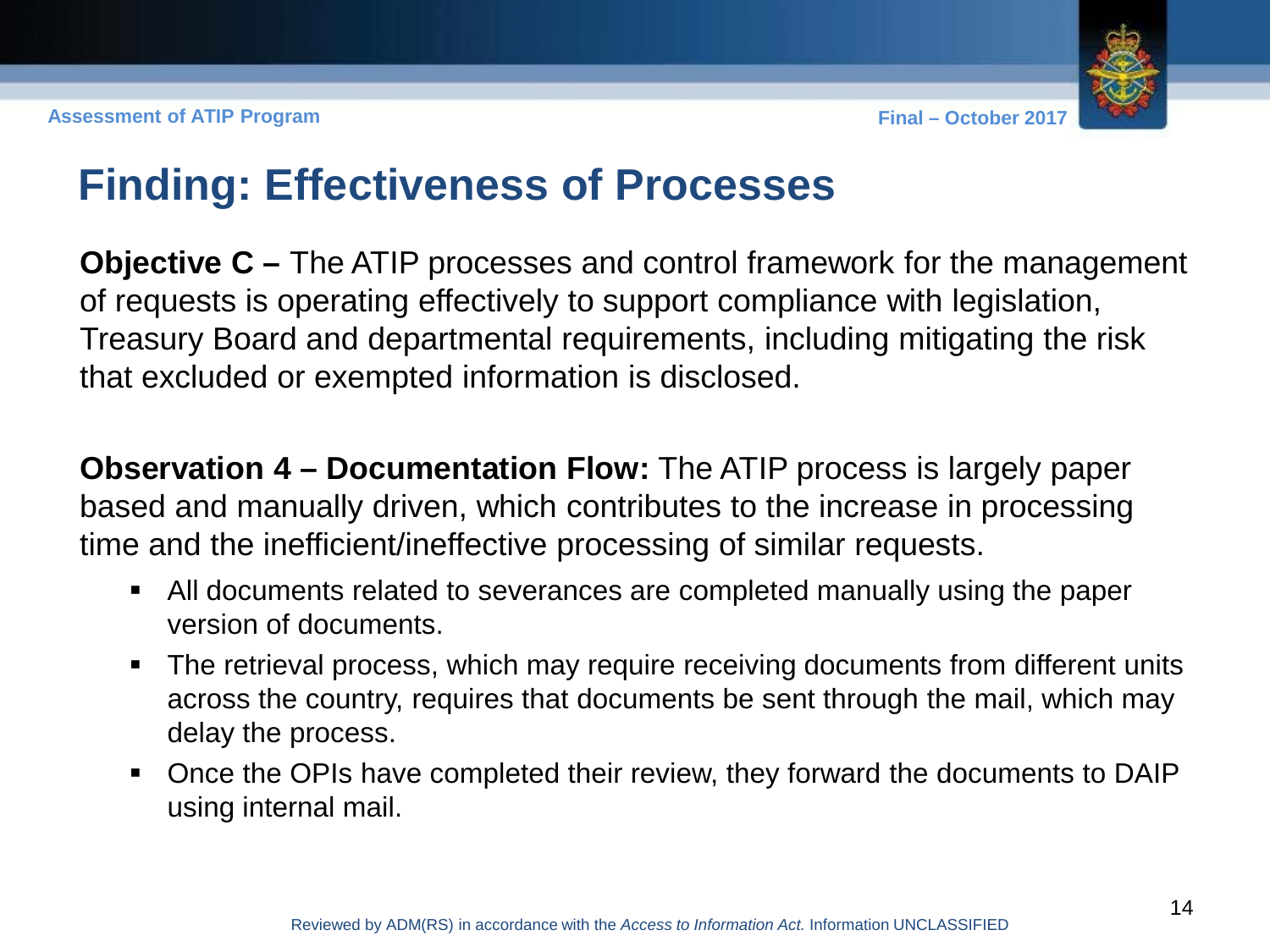# Finding: Effectiveness of Processes

**Objective C –** The ATIP processes and control framework for the management of requests is operating effectively to support compliance with legislation, Treasury Board and departmental requirements, including mitigating the risk that excluded or exempted information is disclosed.

**Observation 4 – Documentation Flow:** The ATIP process is largely paper based and manually driven, which contributes to the increase in processing time and the inefficient/ineffective processing of similar requests.

- All documents related to severances are completed manually using the paper version of documents.
- The retrieval process, which may require receiving documents from different units across the country, requires that documents be sent through the mail, which may delay the process.
- Once the OPIs have completed their review, they forward the documents to DAIP using internal mail.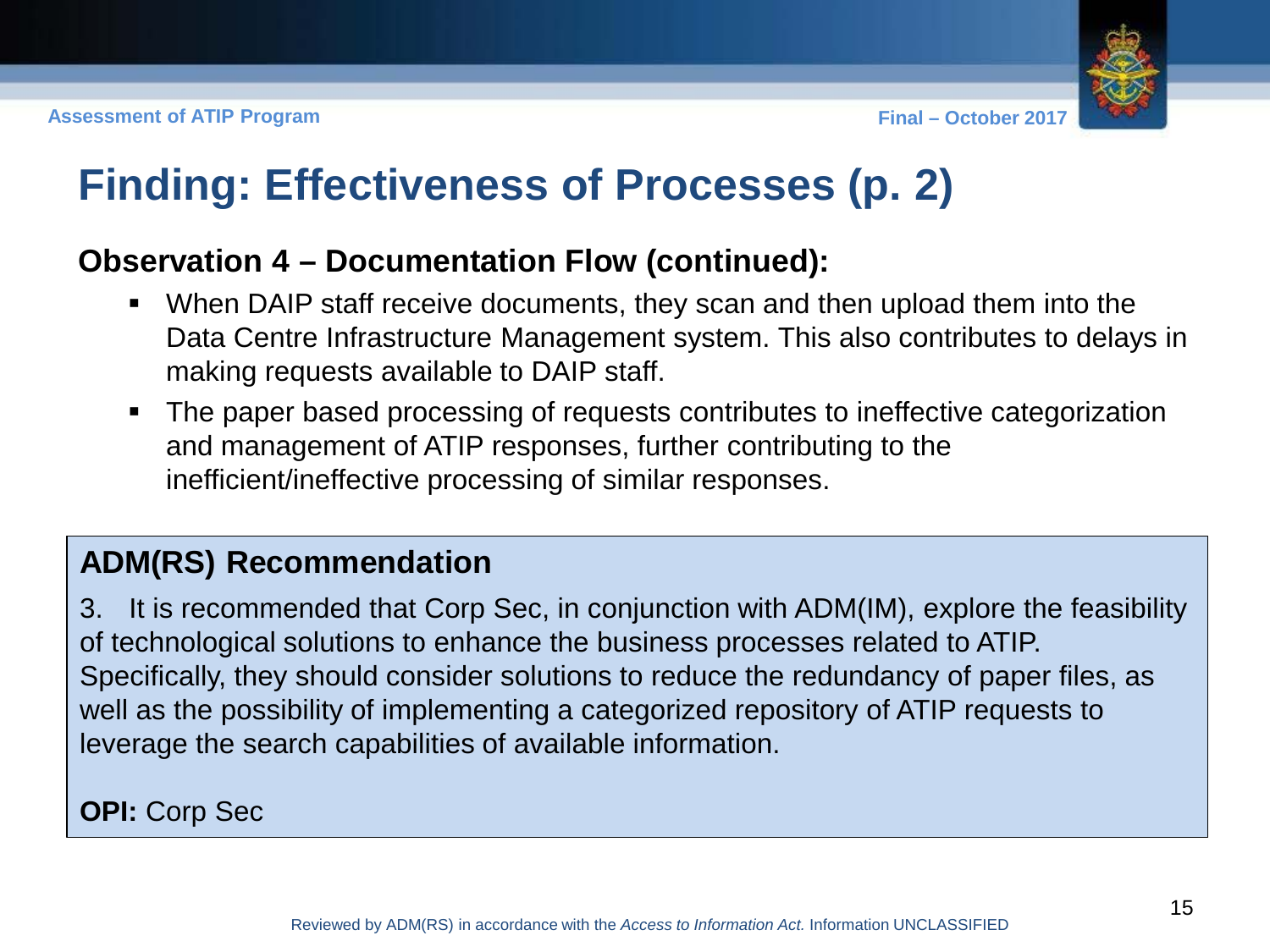# Finding: Effectiveness of Processes (p. 2)

## Observation 4 – Documentation Flow (continued):

- When DAIP staff receive documents, they scan and then upload them into the Data Centre Infrastructure Management system. This also contributes to delays in making requests available to DAIP staff.
- The paper based processing of requests contributes to ineffective categorization and management of ATIP responses, further contributing to the inefficient/ineffective processing of similar responses.

### ADM(RS) Recommendation

3. It is recommended that Corp Sec, in conjunction with ADM(IM), explore the feasibility of technological solutions to enhance the business processes related to ATIP. Specifically, they should consider solutions to reduce the redundancy of paper files, as well as the possibility of implementing a categorized repository of ATIP requests to leverage the search capabilities of available information.

**OPI:** Corp Sec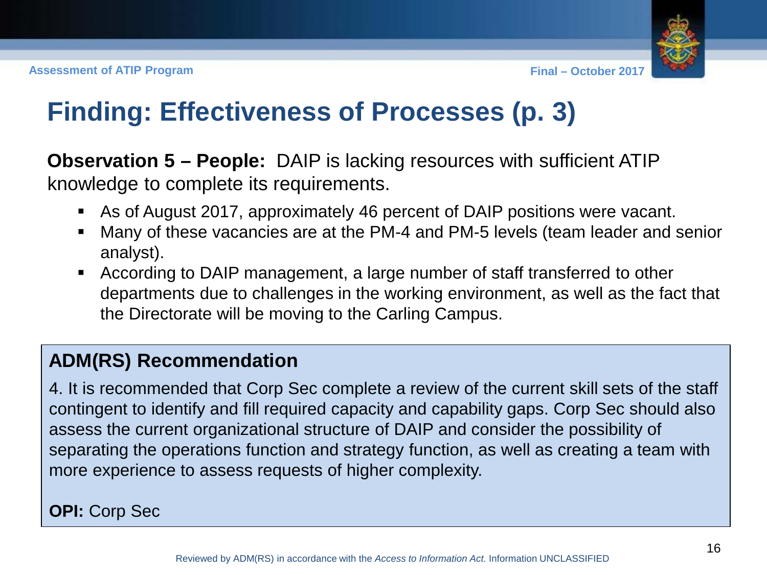# Finding: Effectiveness of Processes (p. 3)

**Observation 5 – People:** DAIP is lacking resources with sufficient ATIP knowledge to complete its requirements.

- As of August 2017, approximately 46 percent of DAIP positions were vacant.
- Many of these vacancies are at the PM-4 and PM-5 levels (team leader and senior analyst).
- According to DAIP management, a large number of staff transferred to other departments due to challenges in the working environment, as well as the fact that the Directorate will be moving to the Carling Campus.

## ADM(RS) Recommendation

4. It is recommended that Corp Sec complete a review of the current skill sets of the staff contingent to identify and fill required capacity and capability gaps. Corp Sec should also assess the current organizational structure of DAIP and consider the possibility of separating the operations function and strategy function, as well as creating a team with more experience to assess requests of higher complexity.

**OPI:** Corp Sec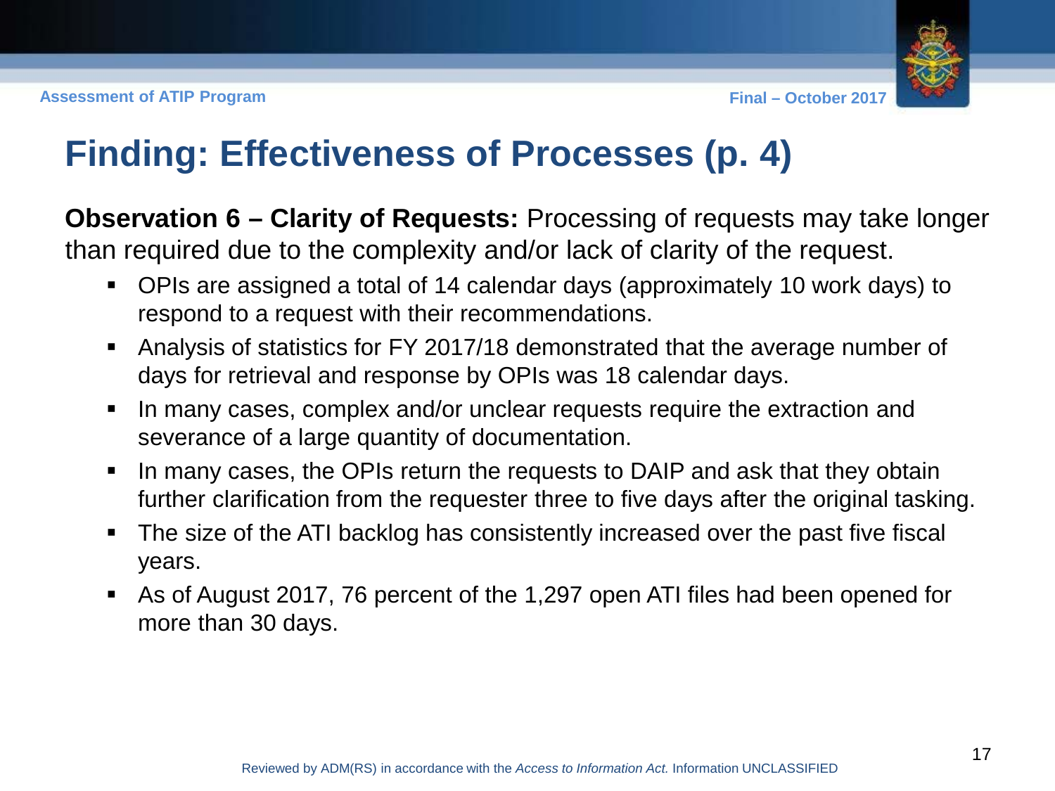# Finding: Effectiveness of Processes (p. 4)

**Observation 6 – Clarity of Requests:** Processing of requests may take longer than required due to the complexity and/or lack of clarity of the request.

- OPIs are assigned a total of 14 calendar days (approximately 10 work days) to respond to a request with their recommendations.
- Analysis of statistics for FY 2017/18 demonstrated that the average number of days for retrieval and response by OPIs was 18 calendar days.
- In many cases, complex and/or unclear requests require the extraction and severance of a large quantity of documentation.
- In many cases, the OPIs return the requests to DAIP and ask that they obtain further clarification from the requester three to five days after the original tasking.
- The size of the ATI backlog has consistently increased over the past five fiscal years.
- As of August 2017, 76 percent of the 1,297 open ATI files had been opened for more than 30 days.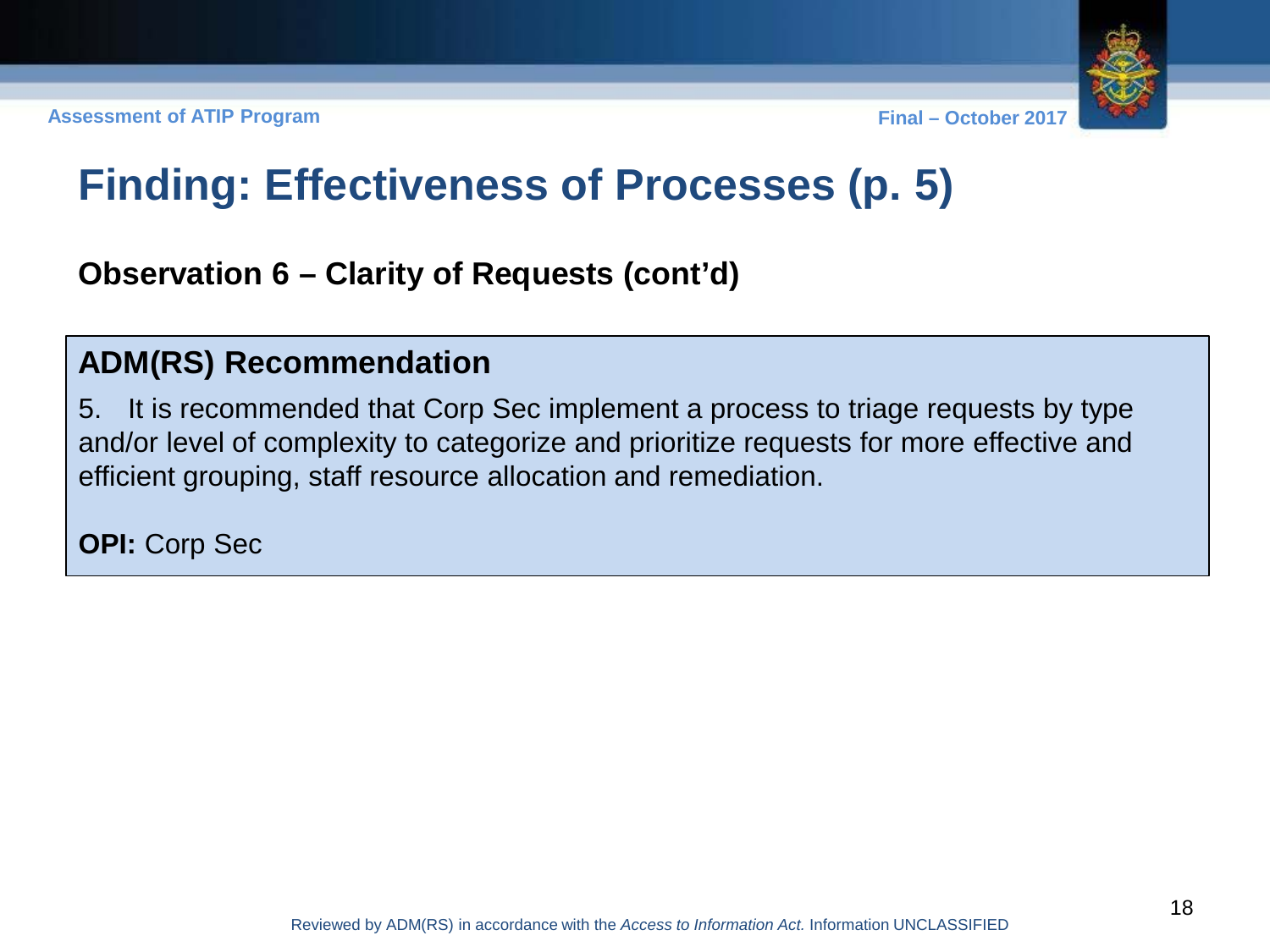# Finding: Effectiveness of Processes (p. 5)

## Observation 6 – Clarity of Requests (cont'd)

### ADM(RS) Recommendation

5. It is recommended that Corp Sec implement a process to triage requests by type and/or level of complexity to categorize and prioritize requests for more effective and efficient grouping, staff resource allocation and remediation.

**OPI:** Corp Sec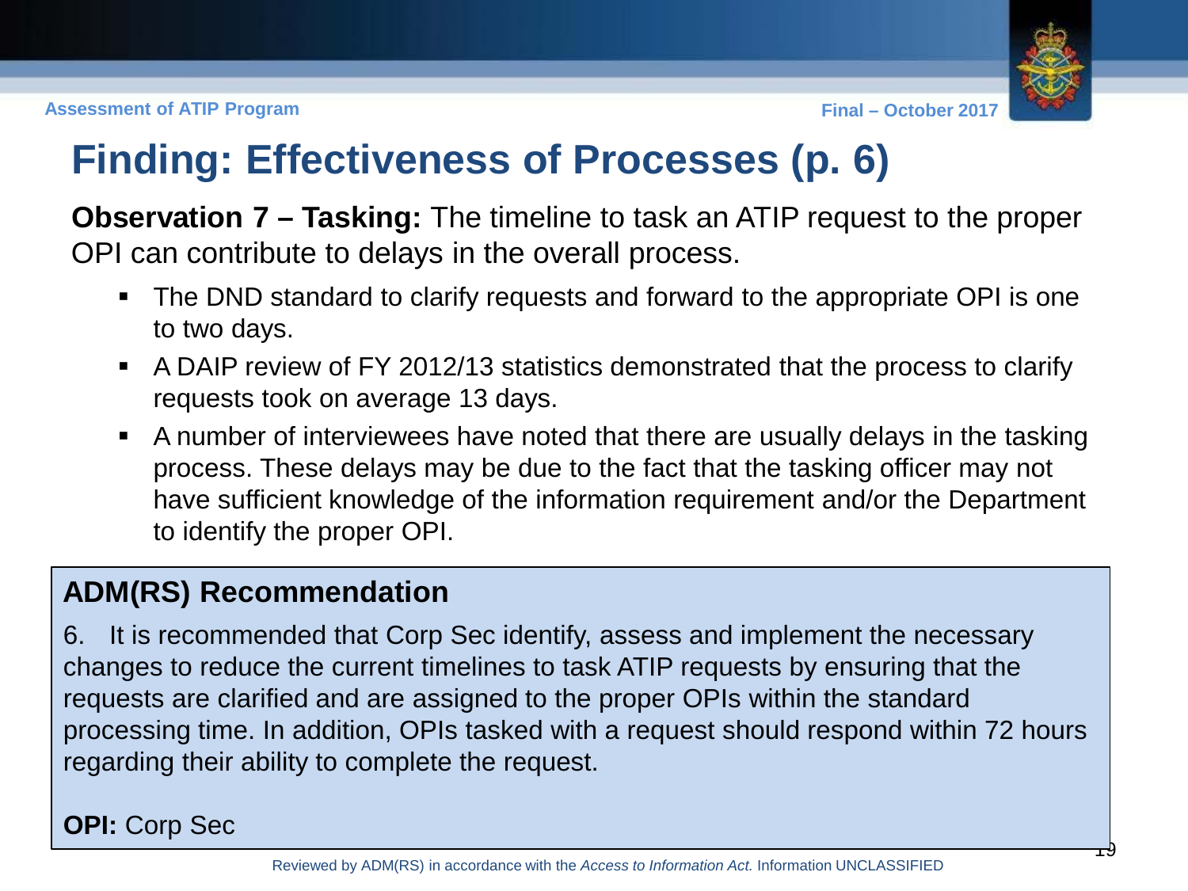# Finding: Effectiveness of Processes (p. 6)

**Observation 7 – Tasking:** The timeline to task an ATIP request to the proper OPI can contribute to delays in the overall process.

- The DND standard to clarify requests and forward to the appropriate OPI is one to two days.
- A DAIP review of FY 2012/13 statistics demonstrated that the process to clarify requests took on average 13 days.
- A number of interviewees have noted that there are usually delays in the tasking process. These delays may be due to the fact that the tasking officer may not have sufficient knowledge of the information requirement and/or the Department to identify the proper OPI.

## ADM(RS) Recommendation

6. It is recommended that Corp Sec identify, assess and implement the necessary changes to reduce the current timelines to task ATIP requests by ensuring that the requests are clarified and are assigned to the proper OPIs within the standard processing time. In addition, OPIs tasked with a request should respond within 72 hours regarding their ability to complete the request.

**OPI:** Corp Sec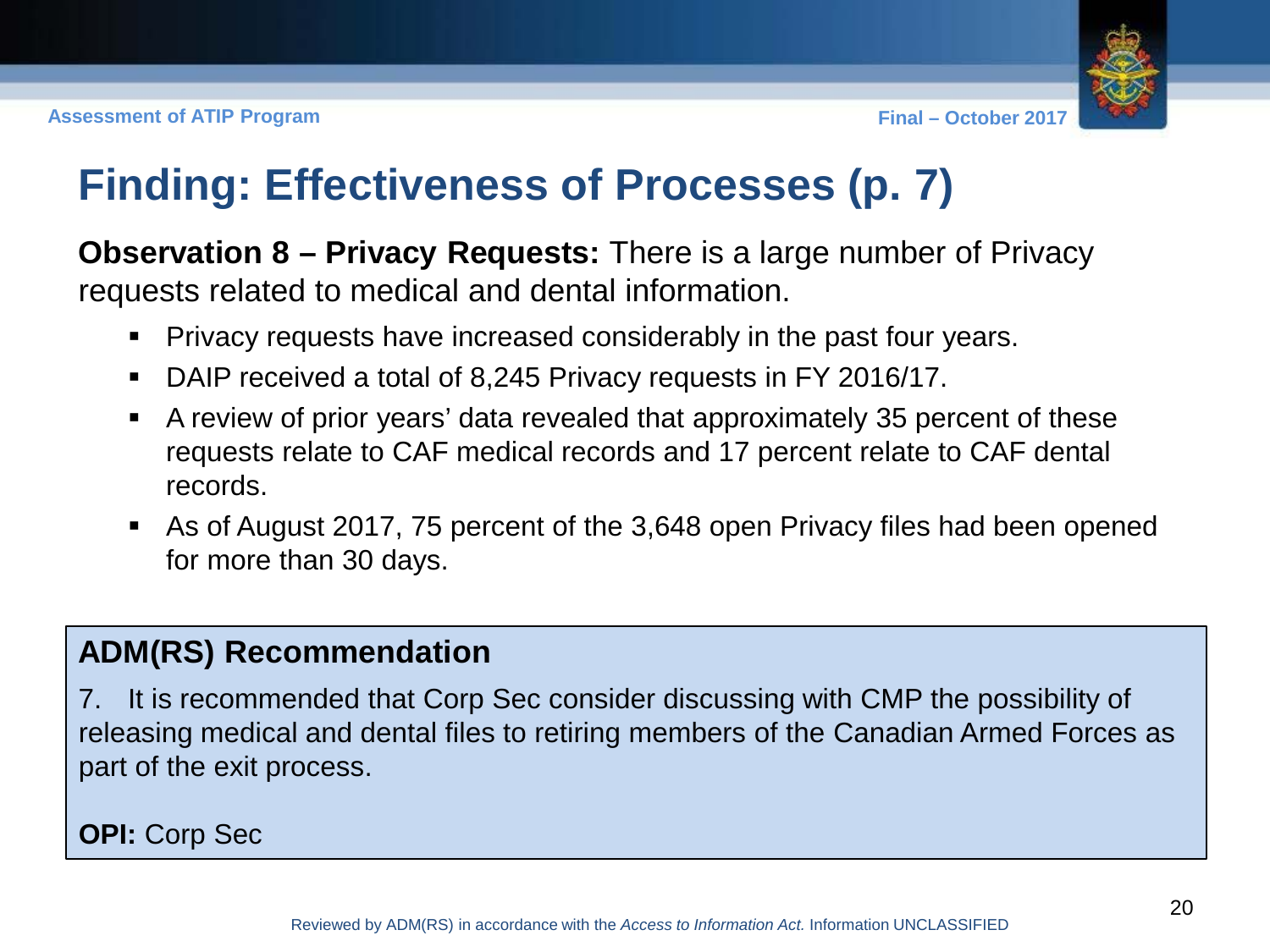# Finding: Effectiveness of Processes (p. 7)

**Observation 8 – Privacy Requests:** There is a large number of Privacy requests related to medical and dental information.

- Privacy requests have increased considerably in the past four years.
- DAIP received a total of 8,245 Privacy requests in FY 2016/17.
- A review of prior years' data revealed that approximately 35 percent of these requests relate to CAF medical records and 17 percent relate to CAF dental records.
- As of August 2017, 75 percent of the 3,648 open Privacy files had been opened for more than 30 days.

## ADM(RS) Recommendation

7. It is recommended that Corp Sec consider discussing with CMP the possibility of releasing medical and dental files to retiring members of the Canadian Armed Forces as part of the exit process.

**OPI:** Corp Sec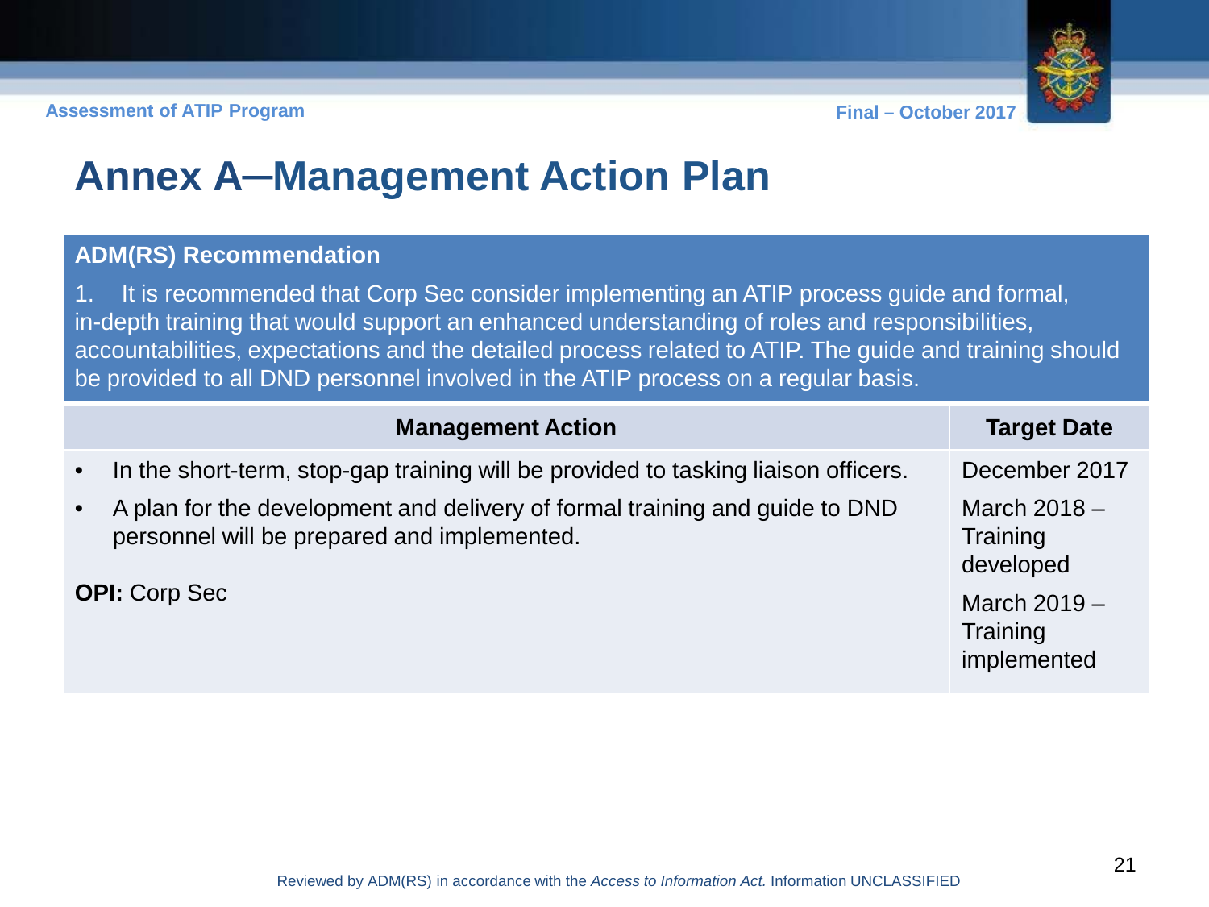# Annex A─Management Action Plan

**ADM(RS) Recommendation**

1. It is recommended that Corp Sec consider implementing an ATIP process guide and formal, in-depth training that would support an enhanced understanding of roles and responsibilities, accountabilities, expectations and the detailed process related to ATIP. The guide and training should be provided to all DND personnel involved in the ATIP process on a regular basis.

| Management Action | Target Date |
| --- | --- |
| • In the short-term, stop-gap training will be provided to tasking liaison officers. | December 2017 |
| • A plan for the development and delivery of formal training and guide to DND personnel will be prepared and implemented. | March 2018 – Training developed |
| **OPI:** Corp Sec | March 2019 – Training implemented |

Reviewed by ADM(RS) in accordance with the *Access to Information Act.* Information UNCLASSIFIED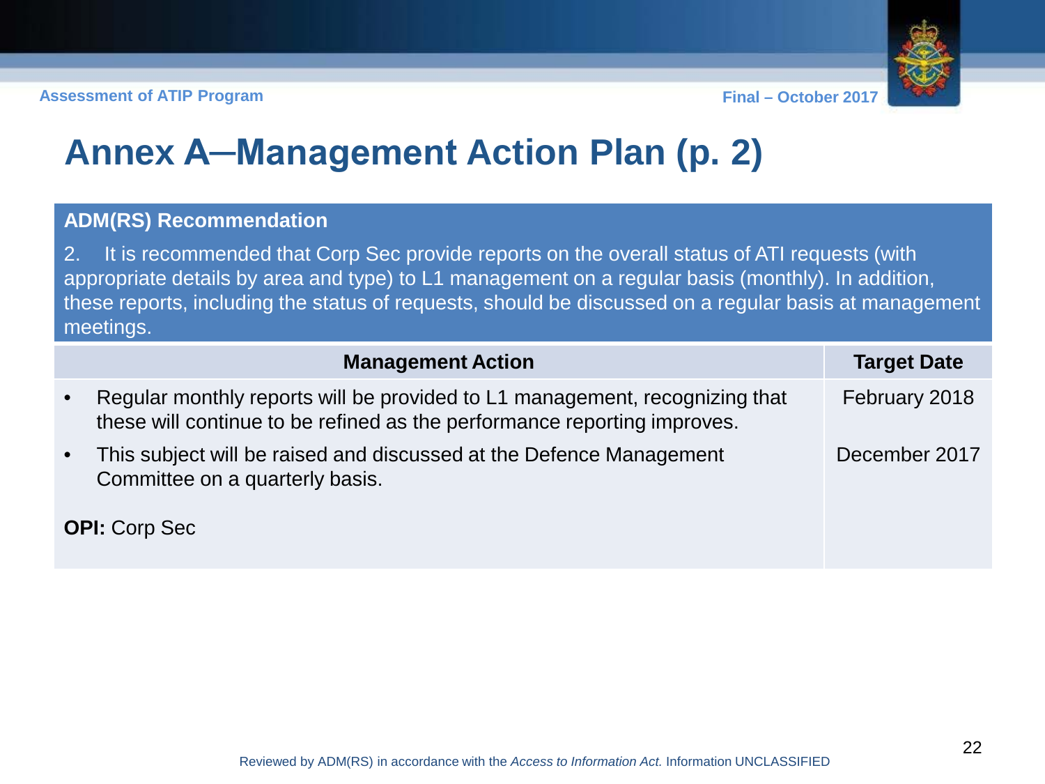# Annex A—Management Action Plan (p. 2)

**ADM(RS) Recommendation**

2. It is recommended that Corp Sec provide reports on the overall status of ATI requests (with appropriate details by area and type) to L1 management on a regular basis (monthly). In addition, these reports, including the status of requests, should be discussed on a regular basis at management meetings.

| Management Action | Target Date |
| --- | --- |
| • Regular monthly reports will be provided to L1 management, recognizing that these will continue to be refined as the performance reporting improves. | February 2018 |
| • This subject will be raised and discussed at the Defence Management Committee on a quarterly basis. | December 2017 |
| **OPI:** Corp Sec | |

Reviewed by ADM(RS) in accordance with the *Access to Information Act.* Information UNCLASSIFIED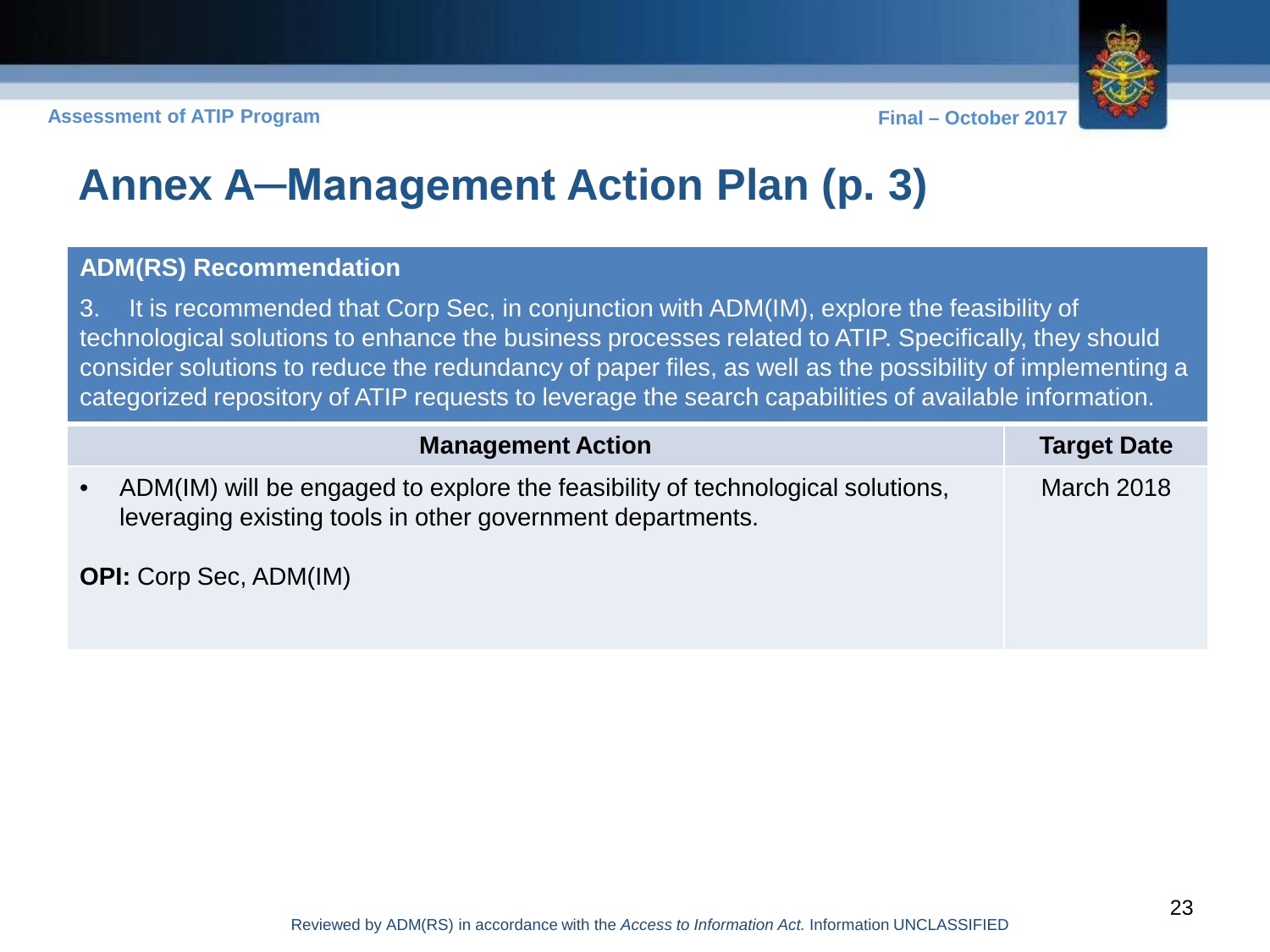# Annex A—Management Action Plan (p. 3)

**ADM(RS) Recommendation**

3. It is recommended that Corp Sec, in conjunction with ADM(IM), explore the feasibility of technological solutions to enhance the business processes related to ATIP. Specifically, they should consider solutions to reduce the redundancy of paper files, as well as the possibility of implementing a categorized repository of ATIP requests to leverage the search capabilities of available information.

| Management Action | Target Date |
| --- | --- |
| • ADM(IM) will be engaged to explore the feasibility of technological solutions, leveraging existing tools in other government departments.<br><br>**OPI:** Corp Sec, ADM(IM) | March 2018 |

Reviewed by ADM(RS) in accordance with the *Access to Information Act.* Information UNCLASSIFIED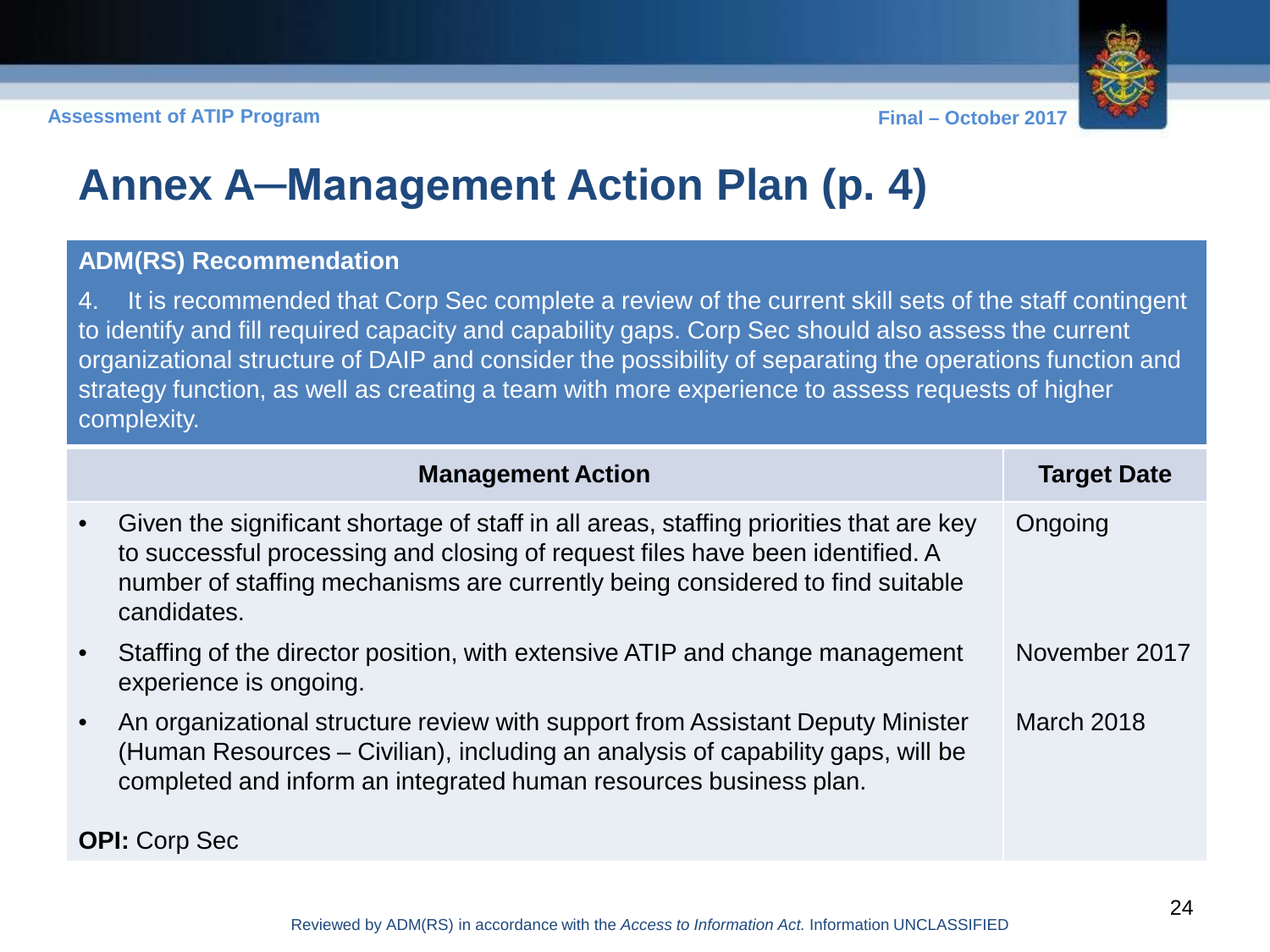# Annex A—Management Action Plan (p. 4)

**ADM(RS) Recommendation**

4. It is recommended that Corp Sec complete a review of the current skill sets of the staff contingent to identify and fill required capacity and capability gaps. Corp Sec should also assess the current organizational structure of DAIP and consider the possibility of separating the operations function and strategy function, as well as creating a team with more experience to assess requests of higher complexity.

| Management Action | Target Date |
|---|---|
| • Given the significant shortage of staff in all areas, staffing priorities that are key to successful processing and closing of request files have been identified. A number of staffing mechanisms are currently being considered to find suitable candidates. | Ongoing |
| • Staffing of the director position, with extensive ATIP and change management experience is ongoing. | November 2017 |
| • An organizational structure review with support from Assistant Deputy Minister (Human Resources – Civilian), including an analysis of capability gaps, will be completed and inform an integrated human resources business plan. | March 2018 |
| **OPI:** Corp Sec | |

Reviewed by ADM(RS) in accordance with the *Access to Information Act.* Information UNCLASSIFIED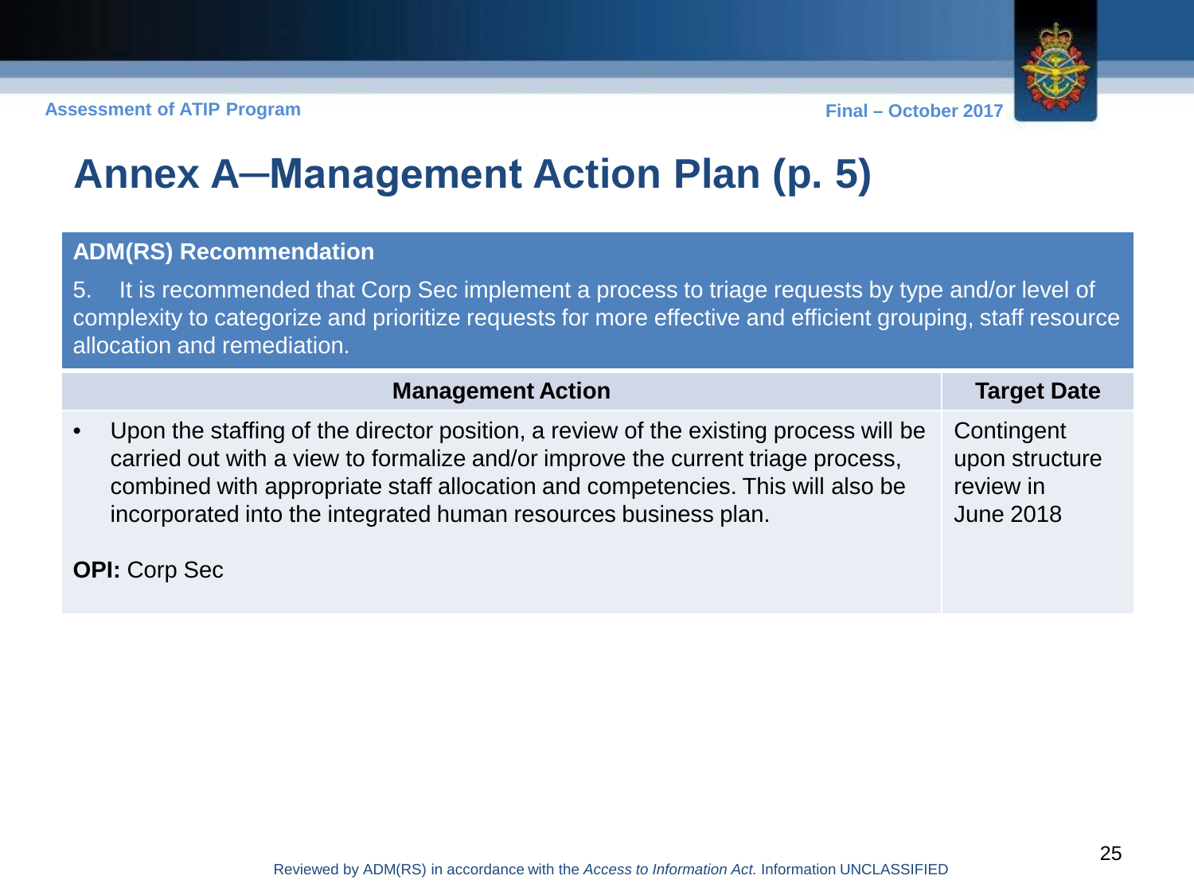# Annex A─Management Action Plan (p. 5)

**ADM(RS) Recommendation**

5. It is recommended that Corp Sec implement a process to triage requests by type and/or level of complexity to categorize and prioritize requests for more effective and efficient grouping, staff resource allocation and remediation.

| Management Action | Target Date |
|---|---|
| • Upon the staffing of the director position, a review of the existing process will be carried out with a view to formalize and/or improve the current triage process, combined with appropriate staff allocation and competencies. This will also be incorporated into the integrated human resources business plan.<br><br>**OPI:** Corp Sec | Contingent upon structure review in June 2018 |

Reviewed by ADM(RS) in accordance with the *Access to Information Act.* Information UNCLASSIFIED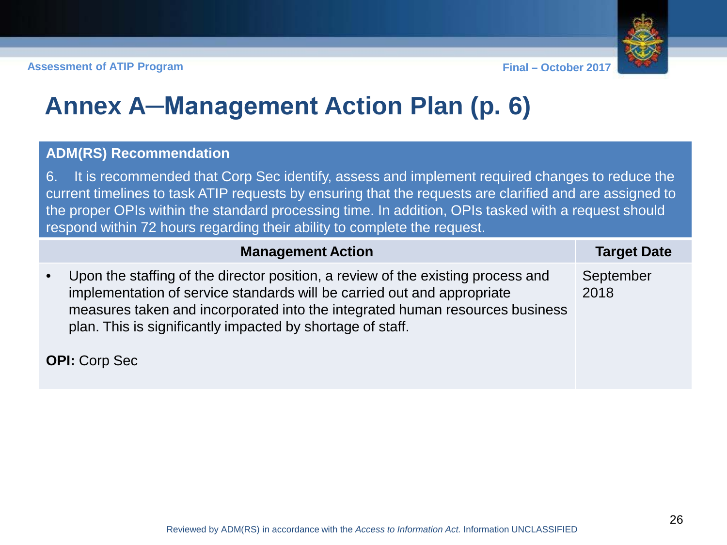# Annex A─Management Action Plan (p. 6)

**ADM(RS) Recommendation**

6. It is recommended that Corp Sec identify, assess and implement required changes to reduce the current timelines to task ATIP requests by ensuring that the requests are clarified and are assigned to the proper OPIs within the standard processing time. In addition, OPIs tasked with a request should respond within 72 hours regarding their ability to complete the request.

| Management Action | Target Date |
| --- | --- |
| • Upon the staffing of the director position, a review of the existing process and implementation of service standards will be carried out and appropriate measures taken and incorporated into the integrated human resources business plan. This is significantly impacted by shortage of staff.<br><br>**OPI:** Corp Sec | September 2018 |

Reviewed by ADM(RS) in accordance with the *Access to Information Act.* Information UNCLASSIFIED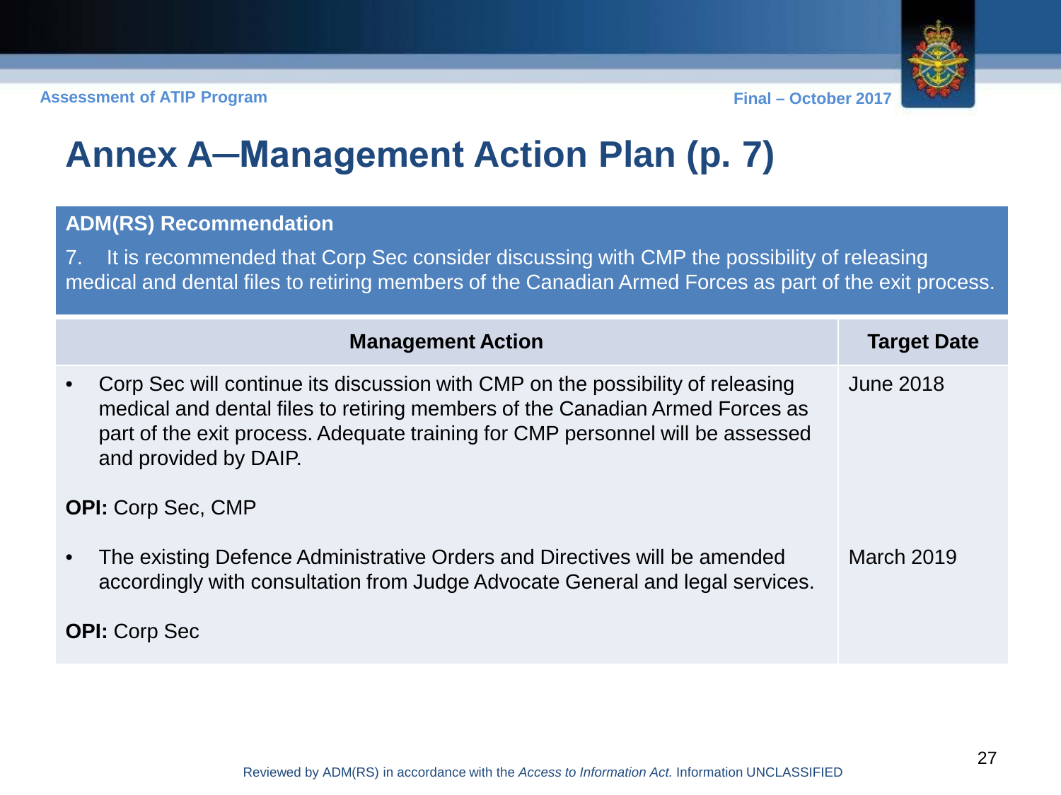# Annex A—Management Action Plan (p. 7)

**ADM(RS) Recommendation**

7. It is recommended that Corp Sec consider discussing with CMP the possibility of releasing medical and dental files to retiring members of the Canadian Armed Forces as part of the exit process.

| Management Action | Target Date |
| --- | --- |
| • Corp Sec will continue its discussion with CMP on the possibility of releasing medical and dental files to retiring members of the Canadian Armed Forces as part of the exit process. Adequate training for CMP personnel will be assessed and provided by DAIP.<br><br>**OPI:** Corp Sec, CMP | June 2018 |
| • The existing Defence Administrative Orders and Directives will be amended accordingly with consultation from Judge Advocate General and legal services.<br><br>**OPI:** Corp Sec | March 2019 |

Reviewed by ADM(RS) in accordance with the *Access to Information Act.* Information UNCLASSIFIED